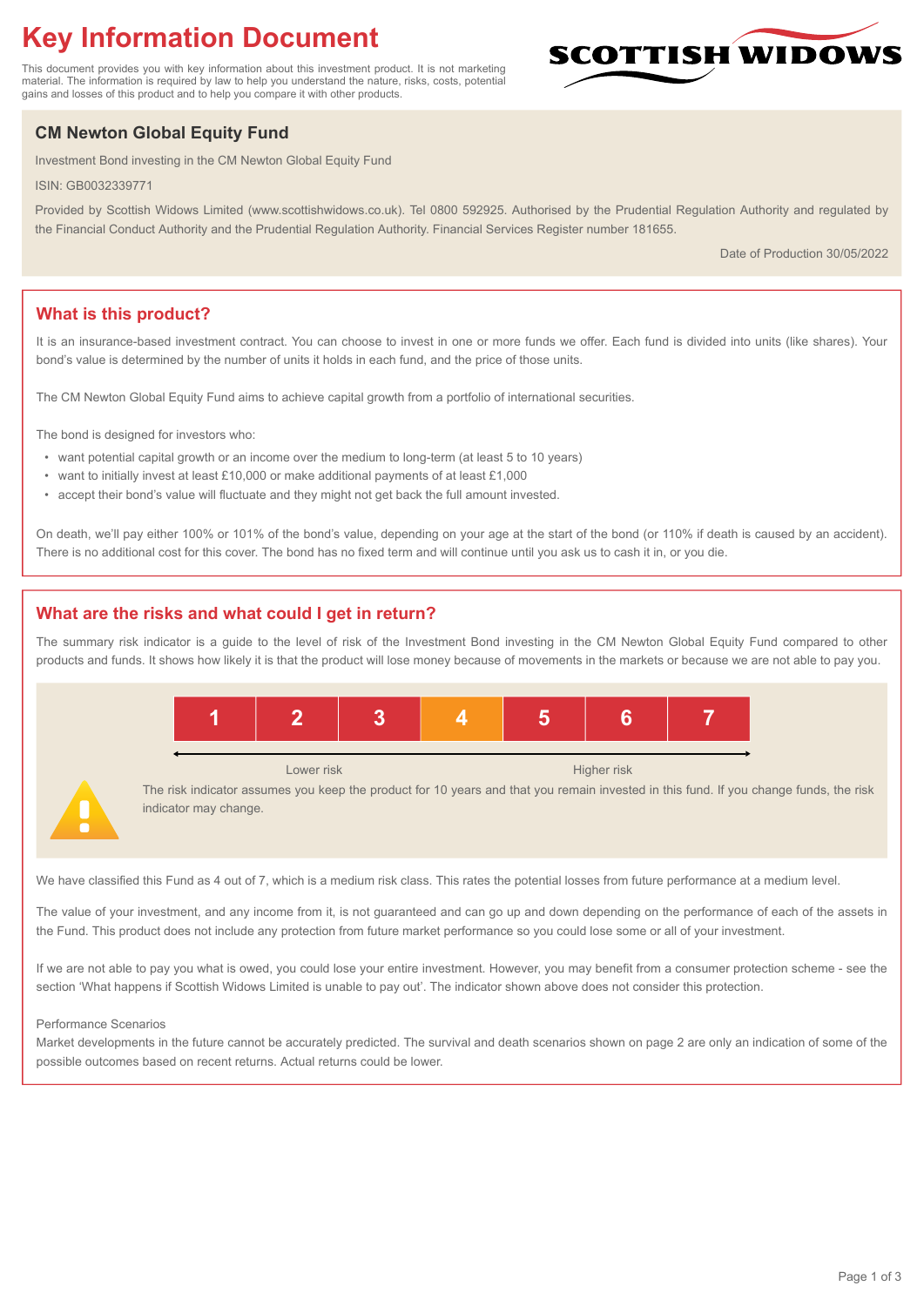# Key Information Document

This document provides you with key information about this investment product. It is not marketing material. The information is required by law to help you understand the nature, risks, costs, potential gains and losses of this product and to help you compare it with other products.

SCOTTISH WIDOWS

## CM Newton Global Equity Fund

Investment Bond investing in the CM Newton Global Equity Fund

ISIN: GB0032339771

Provided by Scottish Widows Limited (www.scottishwidows.co.uk). Tel 0800 592925. Authorised by the Prudential Regulation Authority and regulated by the Financial Conduct Authority and the Prudential Regulation Authority. Financial Services Register number 181655.

Date of Production 30/05/2022

## What is this product?

It is an insurance-based investment contract. You can choose to invest in one or more funds we offer. Each fund is divided into units (like shares). Your bond's value is determined by the number of units it holds in each fund, and the price of those units.

The CM Newton Global Equity Fund aims to achieve capital growth from a portfolio of international securities.

The bond is designed for investors who:

- want potential capital growth or an income over the medium to long-term (at least 5 to 10 years)
- want to initially invest at least £10,000 or make additional payments of at least £1,000
- accept their bond's value will fluctuate and they might not get back the full amount invested.

On death, we'll pay either 100% or 101% of the bond's value, depending on your age at the start of the bond (or 110% if death is caused by an accident). There is no additional cost for this cover. The bond has no fixed term and will continue until you ask us to cash it in, or you die.

## What are the risks and what could I get in return?

The summary risk indicator is a guide to the level of risk of the Investment Bond investing in the CM Newton Global Equity Fund compared to other products and funds. It shows how likely it is that the product will lose money because of movements in the markets or because we are not able to pay you.

| 1 | 2 | 3 | **4** | 5 | 6 | 7 |
|---|---|---|---|---|---|---|

Lower risk ← → Higher risk

The risk indicator assumes you keep the product for 10 years and that you remain invested in this fund. If you change funds, the risk indicator may change.

We have classified this Fund as 4 out of 7, which is a medium risk class. This rates the potential losses from future performance at a medium level.

The value of your investment, and any income from it, is not guaranteed and can go up and down depending on the performance of each of the assets in the Fund. This product does not include any protection from future market performance so you could lose some or all of your investment.

If we are not able to pay you what is owed, you could lose your entire investment. However, you may benefit from a consumer protection scheme - see the section 'What happens if Scottish Widows Limited is unable to pay out'. The indicator shown above does not consider this protection.

Performance Scenarios

Market developments in the future cannot be accurately predicted. The survival and death scenarios shown on page 2 are only an indication of some of the possible outcomes based on recent returns. Actual returns could be lower.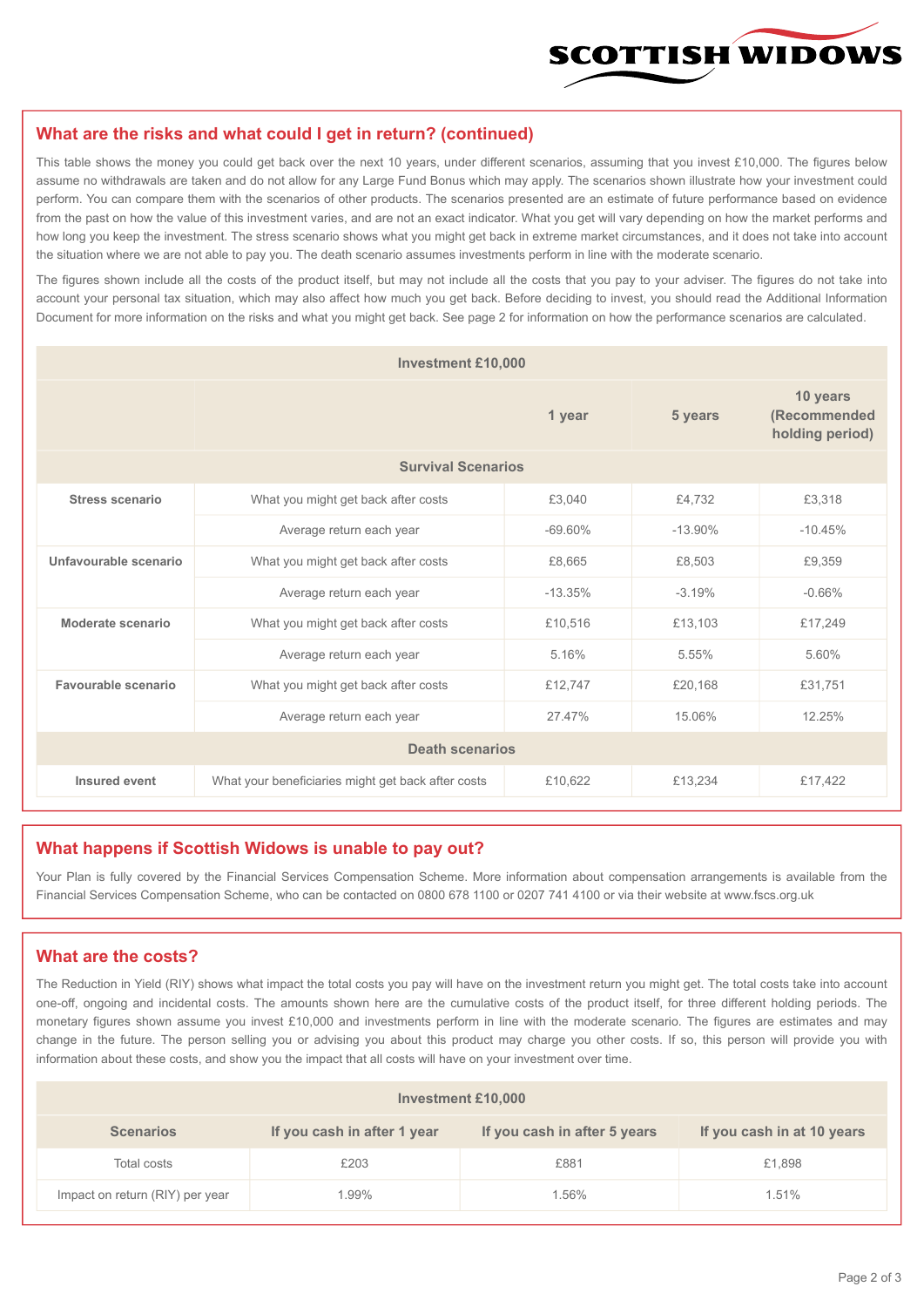## What are the risks and what could I get in return? (continued)

This table shows the money you could get back over the next 10 years, under different scenarios, assuming that you invest £10,000. The figures below assume no withdrawals are taken and do not allow for any Large Fund Bonus which may apply. The scenarios shown illustrate how your investment could perform. You can compare them with the scenarios of other products. The scenarios presented are an estimate of future performance based on evidence from the past on how the value of this investment varies, and are not an exact indicator. What you get will vary depending on how the market performs and how long you keep the investment. The stress scenario shows what you might get back in extreme market circumstances, and it does not take into account the situation where we are not able to pay you. The death scenario assumes investments perform in line with the moderate scenario.

The figures shown include all the costs of the product itself, but may not include all the costs that you pay to your adviser. The figures do not take into account your personal tax situation, which may also affect how much you get back. Before deciding to invest, you should read the Additional Information Document for more information on the risks and what you might get back. See page 2 for information on how the performance scenarios are calculated.

| Investment £10,000 | | | | |
|---|---|---|---|---|
| | | 1 year | 5 years | 10 years (Recommended holding period) |
| **Survival Scenarios** | | | | |
| **Stress scenario** | What you might get back after costs | £3,040 | £4,732 | £3,318 |
| | Average return each year | -69.60% | -13.90% | -10.45% |
| **Unfavourable scenario** | What you might get back after costs | £8,665 | £8,503 | £9,359 |
| | Average return each year | -13.35% | -3.19% | -0.66% |
| **Moderate scenario** | What you might get back after costs | £10,516 | £13,103 | £17,249 |
| | Average return each year | 5.16% | 5.55% | 5.60% |
| **Favourable scenario** | What you might get back after costs | £12,747 | £20,168 | £31,751 |
| | Average return each year | 27.47% | 15.06% | 12.25% |
| **Death scenarios** | | | | |
| **Insured event** | What your beneficiaries might get back after costs | £10,622 | £13,234 | £17,422 |

## What happens if Scottish Widows is unable to pay out?

Your Plan is fully covered by the Financial Services Compensation Scheme. More information about compensation arrangements is available from the Financial Services Compensation Scheme, who can be contacted on 0800 678 1100 or 0207 741 4100 or via their website at www.fscs.org.uk

## What are the costs?

The Reduction in Yield (RIY) shows what impact the total costs you pay will have on the investment return you might get. The total costs take into account one-off, ongoing and incidental costs. The amounts shown here are the cumulative costs of the product itself, for three different holding periods. The monetary figures shown assume you invest £10,000 and investments perform in line with the moderate scenario. The figures are estimates and may change in the future. The person selling you or advising you about this product may charge you other costs. If so, this person will provide you with information about these costs, and show you the impact that all costs will have on your investment over time.

| Investment £10,000 | | | |
|---|---|---|---|
| **Scenarios** | **If you cash in after 1 year** | **If you cash in after 5 years** | **If you cash in at 10 years** |
| Total costs | £203 | £881 | £1,898 |
| Impact on return (RIY) per year | 1.99% | 1.56% | 1.51% |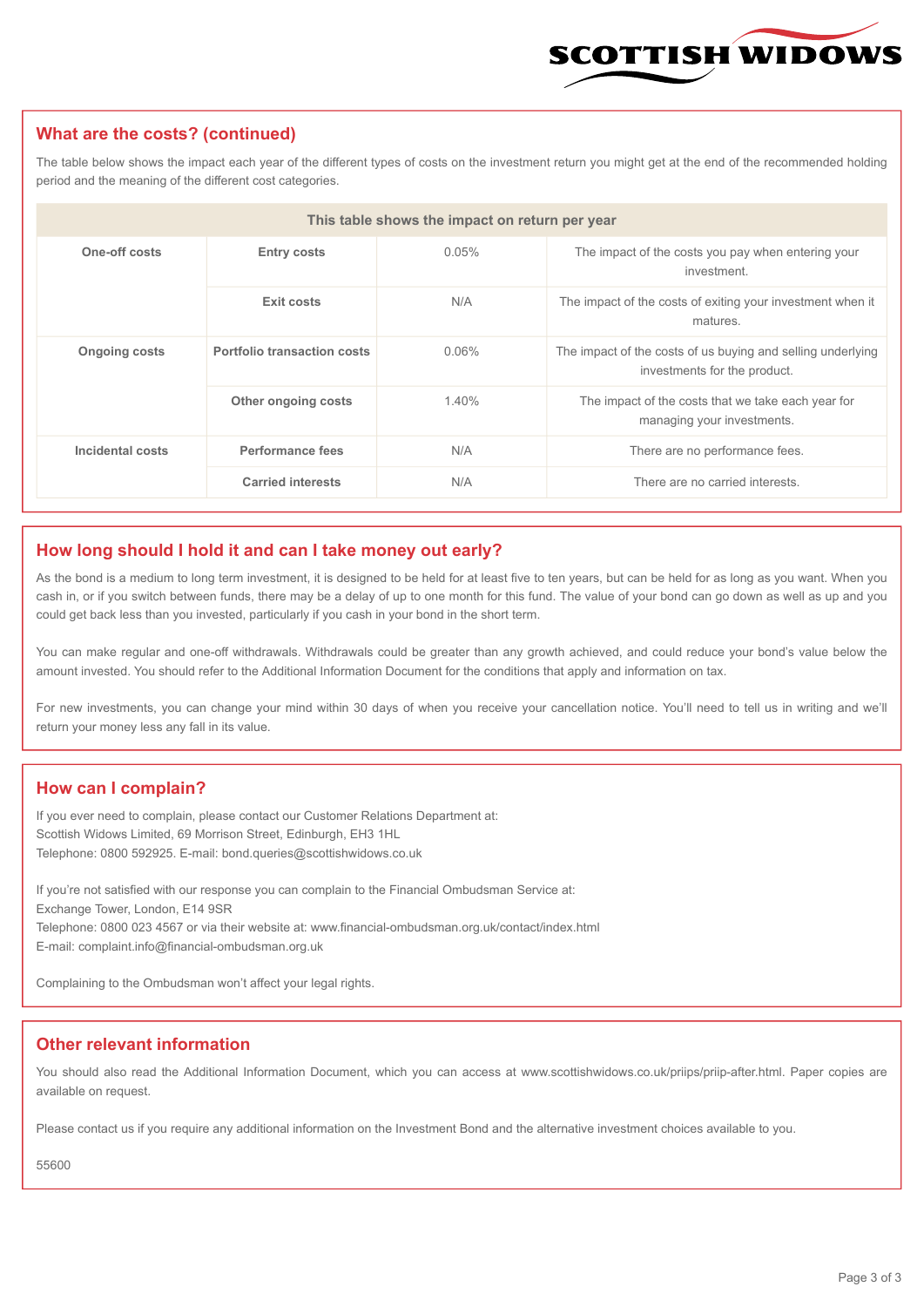## What are the costs? (continued)

The table below shows the impact each year of the different types of costs on the investment return you might get at the end of the recommended holding period and the meaning of the different cost categories.

| This table shows the impact on return per year | | | |
|---|---|---|---|
| **One-off costs** | **Entry costs** | 0.05% | The impact of the costs you pay when entering your investment. |
| | **Exit costs** | N/A | The impact of the costs of exiting your investment when it matures. |
| **Ongoing costs** | **Portfolio transaction costs** | 0.06% | The impact of the costs of us buying and selling underlying investments for the product. |
| | **Other ongoing costs** | 1.40% | The impact of the costs that we take each year for managing your investments. |
| **Incidental costs** | **Performance fees** | N/A | There are no performance fees. |
| | **Carried interests** | N/A | There are no carried interests. |

## How long should I hold it and can I take money out early?

As the bond is a medium to long term investment, it is designed to be held for at least five to ten years, but can be held for as long as you want. When you cash in, or if you switch between funds, there may be a delay of up to one month for this fund. The value of your bond can go down as well as up and you could get back less than you invested, particularly if you cash in your bond in the short term.

You can make regular and one-off withdrawals. Withdrawals could be greater than any growth achieved, and could reduce your bond's value below the amount invested. You should refer to the Additional Information Document for the conditions that apply and information on tax.

For new investments, you can change your mind within 30 days of when you receive your cancellation notice. You'll need to tell us in writing and we'll return your money less any fall in its value.

## How can I complain?

If you ever need to complain, please contact our Customer Relations Department at:
Scottish Widows Limited, 69 Morrison Street, Edinburgh, EH3 1HL
Telephone: 0800 592925. E-mail: bond.queries@scottishwidows.co.uk

If you're not satisfied with our response you can complain to the Financial Ombudsman Service at:
Exchange Tower, London, E14 9SR
Telephone: 0800 023 4567 or via their website at: www.financial-ombudsman.org.uk/contact/index.html
E-mail: complaint.info@financial-ombudsman.org.uk

Complaining to the Ombudsman won't affect your legal rights.

## Other relevant information

You should also read the Additional Information Document, which you can access at www.scottishwidows.co.uk/priips/priip-after.html. Paper copies are available on request.

Please contact us if you require any additional information on the Investment Bond and the alternative investment choices available to you.

55600